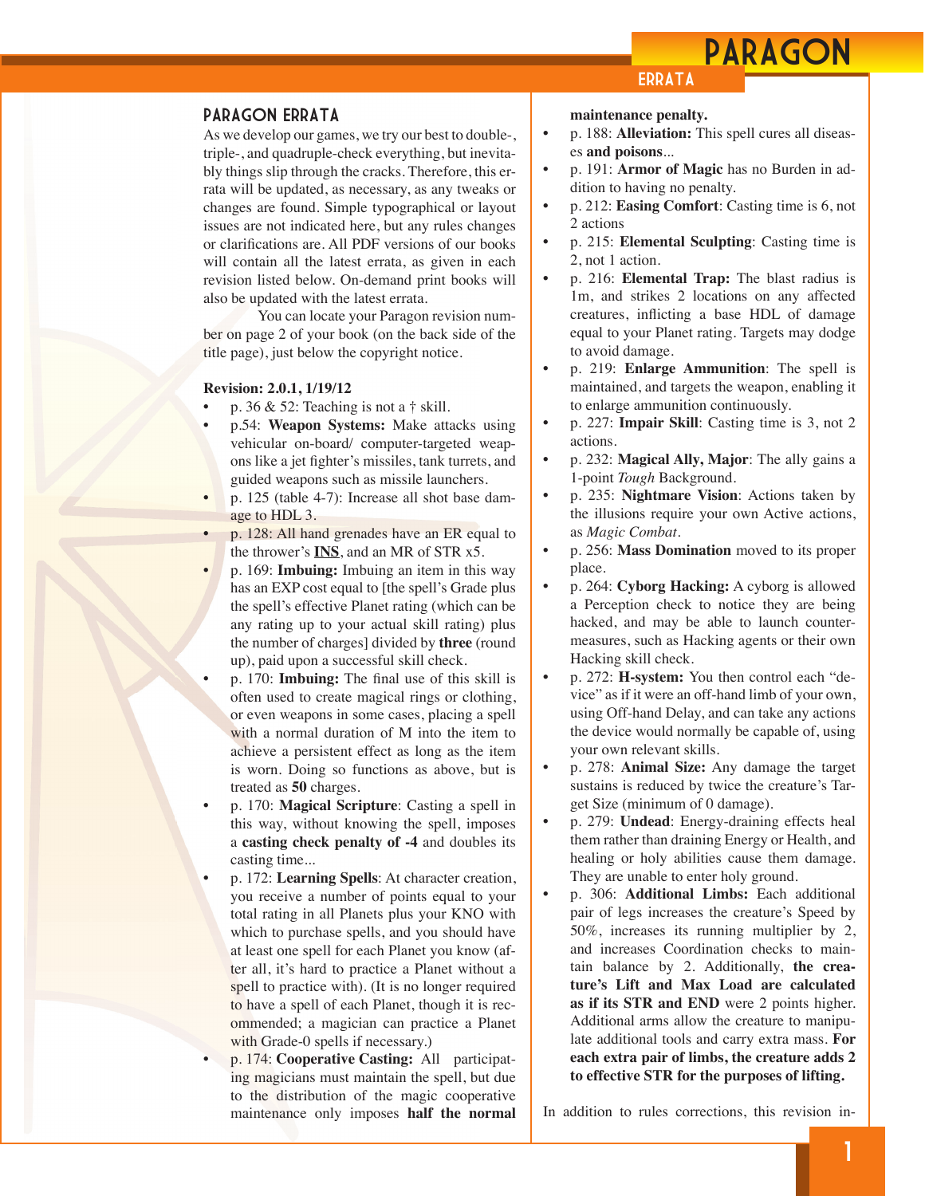## PARAGON ERRATA

As we develop our games, we try our best to double-, triple-, and quadruple-check everything, but inevitably things slip through the cracks. Therefore, this errata will be updated, as necessary, as any tweaks or changes are found. Simple typographical or layout issues are not indicated here, but any rules changes or clarifications are. All PDF versions of our books will contain all the latest errata, as given in each revision listed below. On-demand print books will also be updated with the latest errata.

You can locate your Paragon revision number on page 2 of your book (on the back side of the title page), just below the copyright notice.

**Revision: 2.0.1, 1/19/12**

- p. 36 & 52: Teaching is not a † skill.
- p.54: **Weapon Systems:** Make attacks using vehicular on-board/ computer-targeted weapons like a jet fighter's missiles, tank turrets, and guided weapons such as missile launchers.
- p. 125 (table 4-7): Increase all shot base damage to HDL 3.
- p. 128: All hand grenades have an ER equal to the thrower's **INS**, and an MR of STR x5.
- p. 169: **Imbuing:** Imbuing an item in this way has an EXP cost equal to [the spell's Grade plus the spell's effective Planet rating (which can be any rating up to your actual skill rating) plus the number of charges] divided by **three** (round up), paid upon a successful skill check.
- p. 170: **Imbuing:** The final use of this skill is often used to create magical rings or clothing, or even weapons in some cases, placing a spell with a normal duration of M into the item to achieve a persistent effect as long as the item is worn. Doing so functions as above, but is treated as **50** charges.
- p. 170: **Magical Scripture**: Casting a spell in this way, without knowing the spell, imposes a **casting check penalty of -4** and doubles its casting time...
- p. 172: **Learning Spells**: At character creation, you receive a number of points equal to your total rating in all Planets plus your KNO with which to purchase spells, and you should have at least one spell for each Planet you know (after all, it's hard to practice a Planet without a spell to practice with). (It is no longer required to have a spell of each Planet, though it is recommended; a magician can practice a Planet with Grade-0 spells if necessary.)
- p. 174: **Cooperative Casting:** All participating magicians must maintain the spell, but due to the distribution of the magic cooperative maintenance only imposes **half the normal maintenance penalty.**
- p. 188: **Alleviation:** This spell cures all diseases **and poisons**...
- p. 191: **Armor of Magic** has no Burden in addition to having no penalty.
- p. 212: **Easing Comfort**: Casting time is 6, not 2 actions
- p. 215: **Elemental Sculpting**: Casting time is 2, not 1 action.
- p. 216: **Elemental Trap:** The blast radius is 1m, and strikes 2 locations on any affected creatures, inflicting a base HDL of damage equal to your Planet rating. Targets may dodge to avoid damage.
- p. 219: **Enlarge Ammunition**: The spell is maintained, and targets the weapon, enabling it to enlarge ammunition continuously.
- p. 227: **Impair Skill**: Casting time is 3, not 2 actions.
- p. 232: **Magical Ally, Major**: The ally gains a 1-point *Tough* Background.
- p. 235: **Nightmare Vision**: Actions taken by the illusions require your own Active actions, as *Magic Combat*.
- p. 256: **Mass Domination** moved to its proper place.
- p. 264: **Cyborg Hacking:** A cyborg is allowed a Perception check to notice they are being hacked, and may be able to launch countermeasures, such as Hacking agents or their own Hacking skill check.
- p. 272: **H-system:** You then control each "device" as if it were an off-hand limb of your own, using Off-hand Delay, and can take any actions the device would normally be capable of, using your own relevant skills.
- p. 278: **Animal Size:** Any damage the target sustains is reduced by twice the creature's Target Size (minimum of 0 damage).
- p. 279: **Undead**: Energy-draining effects heal them rather than draining Energy or Health, and healing or holy abilities cause them damage. They are unable to enter holy ground.
- p. 306: **Additional Limbs:** Each additional pair of legs increases the creature's Speed by 50%, increases its running multiplier by 2, and increases Coordination checks to maintain balance by 2. Additionally, **the creature's Lift and Max Load are calculated as if its STR and END** were 2 points higher. Additional arms allow the creature to manipulate additional tools and carry extra mass. **For each extra pair of limbs, the creature adds 2 to effective STR for the purposes of lifting.**

In addition to rules corrections, this revision in-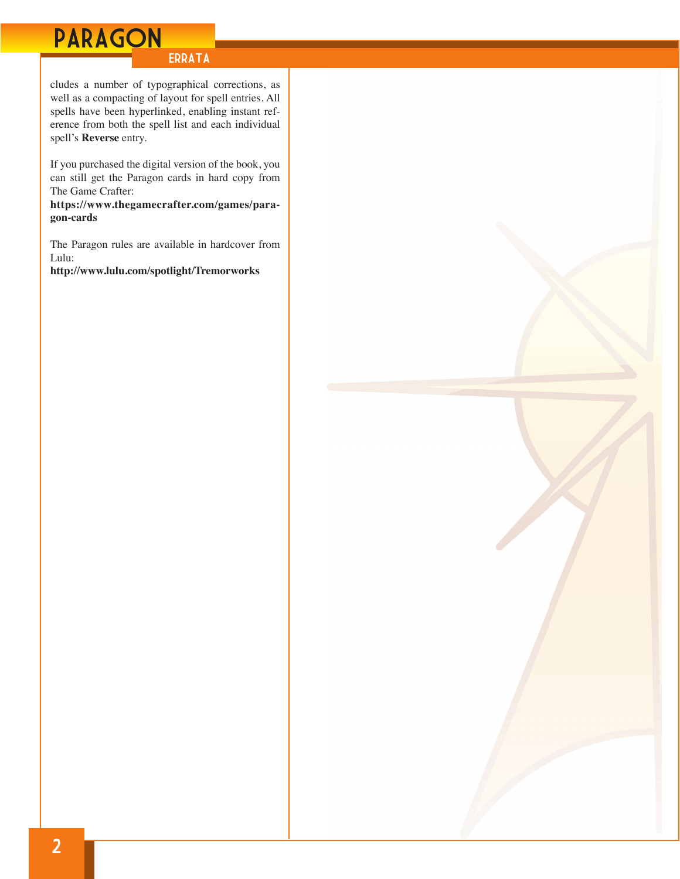cludes a number of typographical corrections, as well as a compacting of layout for spell entries. All spells have been hyperlinked, enabling instant reference from both the spell list and each individual spell's **Reverse** entry.

If you purchased the digital version of the book, you can still get the Paragon cards in hard copy from The Game Crafter:
**https://www.thegamecrafter.com/games/paragon-cards**

The Paragon rules are available in hardcover from Lulu:
**http://www.lulu.com/spotlight/Tremorworks**